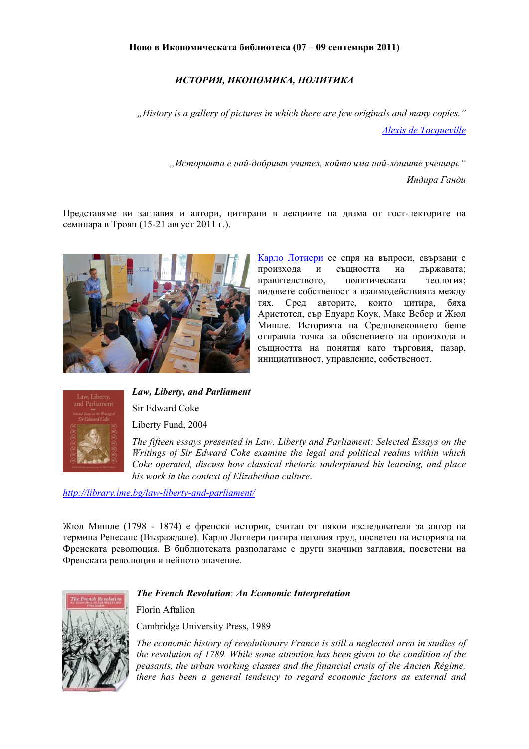**Ново в Икономическата библиотека (07 – 09 септември 2011)**

***ИСТОРИЯ, ИКОНОМИКА, ПОЛИТИКА***

*„History is a gallery of pictures in which there are few originals and many copies."*

[*Alexis de Tocqueville*]

*„Историята е най-добрият учител, който има най-лошите ученици."*

*Индира Ганди*

Представяме ви заглавия и автори, цитирани в лекциите на двама от гост-лекторите на семинара в Троян (15-21 август 2011 г.).

[Карло Лотиери] се спря на въпроси, свързани с произхода и същността на държавата; правителството, политическата теология; видовете собственост и взаимодействията между тях. Сред авторите, които цитира, бяха Аристотел, сър Едуард Коук, Макс Вебер и Жюл Мишле. Историята на Средновековието беше отправна точка за обяснението на произхода и същността на понятия като търговия, пазар, инициативност, управление, собственост.

***Law, Liberty, and Parliament***

Sir Edward Coke

Liberty Fund, 2004

*The fifteen essays presented in Law, Liberty and Parliament: Selected Essays on the Writings of Sir Edward Coke examine the legal and political realms within which Coke operated, discuss how classical rhetoric underpinned his learning, and place his work in the context of Elizabethan culture.*

*http://library.ime.bg/law-liberty-and-parliament/*

Жюл Мишле (1798 - 1874) е френски историк, считан от някои изследователи за автор на термина Ренесанс (Възраждане). Карло Лотиери цитира неговия труд, посветен на историята на Френската революция. В библиотеката разполагаме с други значими заглавия, посветени на Френската революция и нейното значение.

***The French Revolution*: *An Economic Interpretation***

Florin Aftalion

Cambridge University Press, 1989

*The economic history of revolutionary France is still a neglected area in studies of the revolution of 1789. While some attention has been given to the condition of the peasants, the urban working classes and the financial crisis of the Ancien Régime, there has been a general tendency to regard economic factors as external and*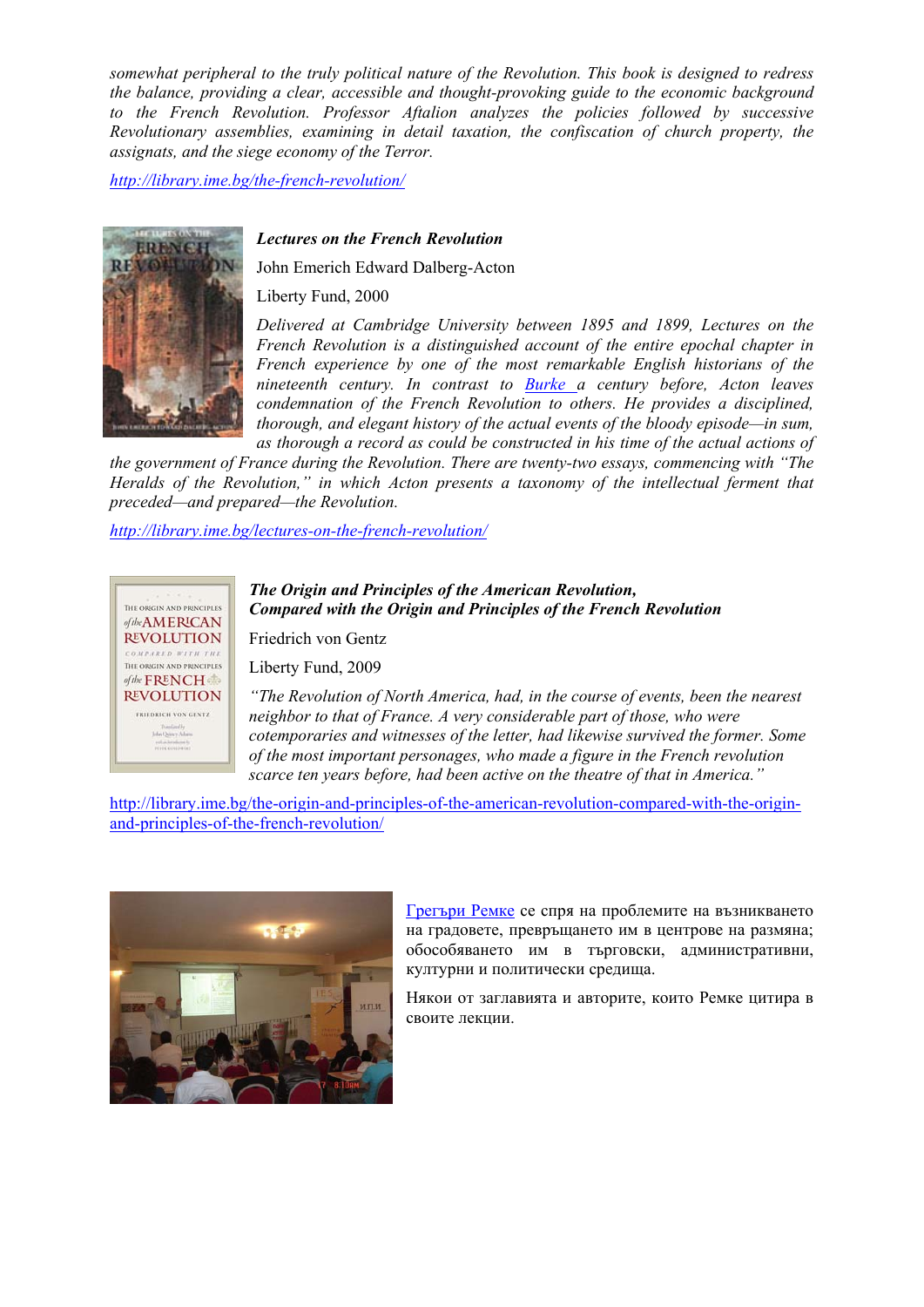*somewhat peripheral to the truly political nature of the Revolution. This book is designed to redress the balance, providing a clear, accessible and thought-provoking guide to the economic background to the French Revolution. Professor Aftalion analyzes the policies followed by successive Revolutionary assemblies, examining in detail taxation, the confiscation of church property, the assignats, and the siege economy of the Terror.*

http://library.ime.bg/the-french-revolution/

***Lectures on the French Revolution***

John Emerich Edward Dalberg-Acton

Liberty Fund, 2000

*Delivered at Cambridge University between 1895 and 1899, Lectures on the French Revolution is a distinguished account of the entire epochal chapter in French experience by one of the most remarkable English historians of the nineteenth century. In contrast to Burke a century before, Acton leaves condemnation of the French Revolution to others. He provides a disciplined, thorough, and elegant history of the actual events of the bloody episode—in sum, as thorough a record as could be constructed in his time of the actual actions of the government of France during the Revolution. There are twenty-two essays, commencing with "The Heralds of the Revolution," in which Acton presents a taxonomy of the intellectual ferment that preceded—and prepared—the Revolution.*

http://library.ime.bg/lectures-on-the-french-revolution/

***The Origin and Principles of the American Revolution, Compared with the Origin and Principles of the French Revolution***

Friedrich von Gentz

Liberty Fund, 2009

*"The Revolution of North America, had, in the course of events, been the nearest neighbor to that of France. A very considerable part of those, who were cotemporaries and witnesses of the letter, had likewise survived the former. Some of the most important personages, who made a figure in the French revolution scarce ten years before, had been active on the theatre of that in America."*

http://library.ime.bg/the-origin-and-principles-of-the-american-revolution-compared-with-the-origin-and-principles-of-the-french-revolution/

Грегъри Ремке се спря на проблемите на възникването на градовете, превръщането им в центрове на размяна; обособяването им в търговски, административни, културни и политически средища.

Някои от заглавията и авторите, които Ремке цитира в своите лекции.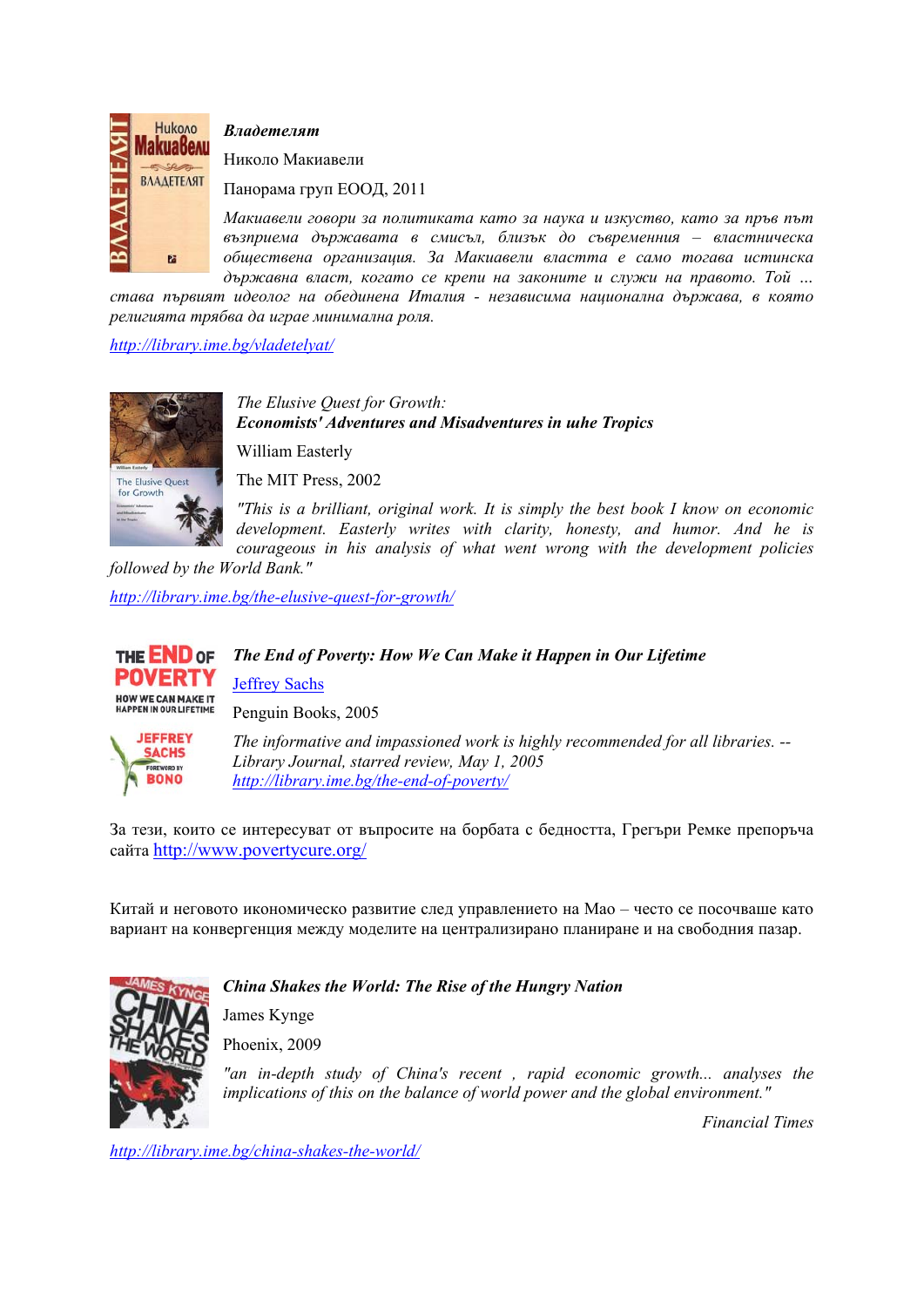***Владетелят***

Николо Макиавели

Панорама груп ЕООД, 2011

*Макиавели говори за политиката като за наука и изкуство, като за пръв път възприема държавата в смисъл, близък до съвременния – властническа обществена организация. За Макиавели властта е само тогава истинска държавна власт, когато се крепи на законите и служи на правото. Той ... става първият идеолог на обединена Италия - независима национална държава, в която религията трябва да играе минимална роля.*

http://library.ime.bg/vladetelyat/

The Elusive Quest for Growth:
***Economists' Adventures and Misadventures in uhe Tropics***

William Easterly

The MIT Press, 2002

*"This is a brilliant, original work. It is simply the best book I know on economic development. Easterly writes with clarity, honesty, and humor. And he is courageous in his analysis of what went wrong with the development policies followed by the World Bank."*

http://library.ime.bg/the-elusive-quest-for-growth/

***The End of Poverty: How We Can Make it Happen in Our Lifetime***

Jeffrey Sachs

Penguin Books, 2005

*The informative and impassioned work is highly recommended for all libraries. -- Library Journal, starred review, May 1, 2005*

http://library.ime.bg/the-end-of-poverty/

За тези, които се интересуват от въпросите на борбата с бедността, Грегъри Ремке препоръчва сайта http://www.povertycure.org/

Китай и неговото икономическо развитие след управлението на Мао – често се посочваше като вариант на конвергенция между моделите на централизирано планиране и на свободния пазар.

***China Shakes the World: The Rise of the Hungry Nation***

James Kynge

Phoenix, 2009

*"an in-depth study of China's recent , rapid economic growth... analyses the implications of this on the balance of world power and the global environment."*

*Financial Times*

http://library.ime.bg/china-shakes-the-world/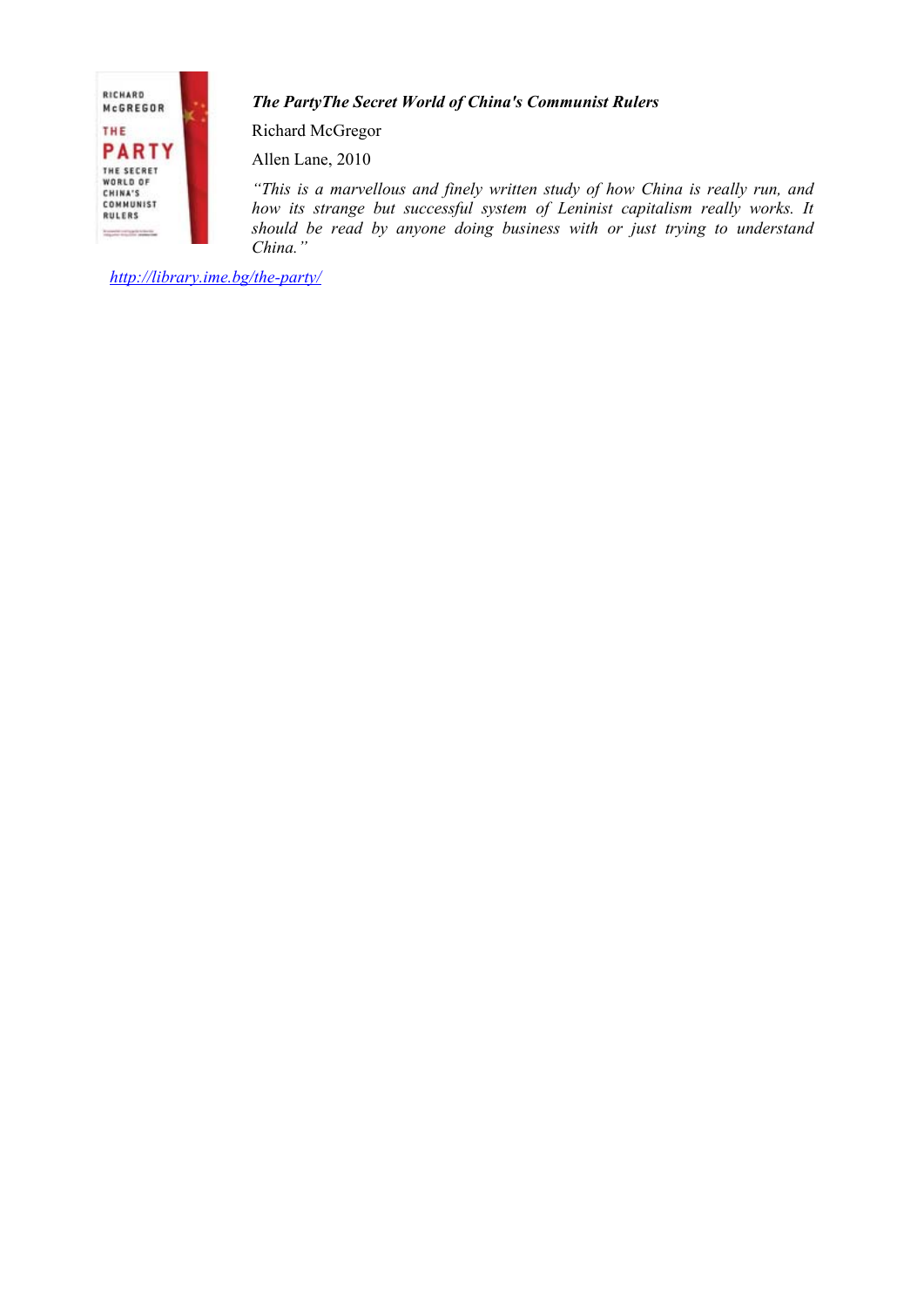***The PartyThe Secret World of China's Communist Rulers***

Richard McGregor

Allen Lane, 2010

*"This is a marvellous and finely written study of how China is really run, and how its strange but successful system of Leninist capitalism really works. It should be read by anyone doing business with or just trying to understand China."*

http://library.ime.bg/the-party/